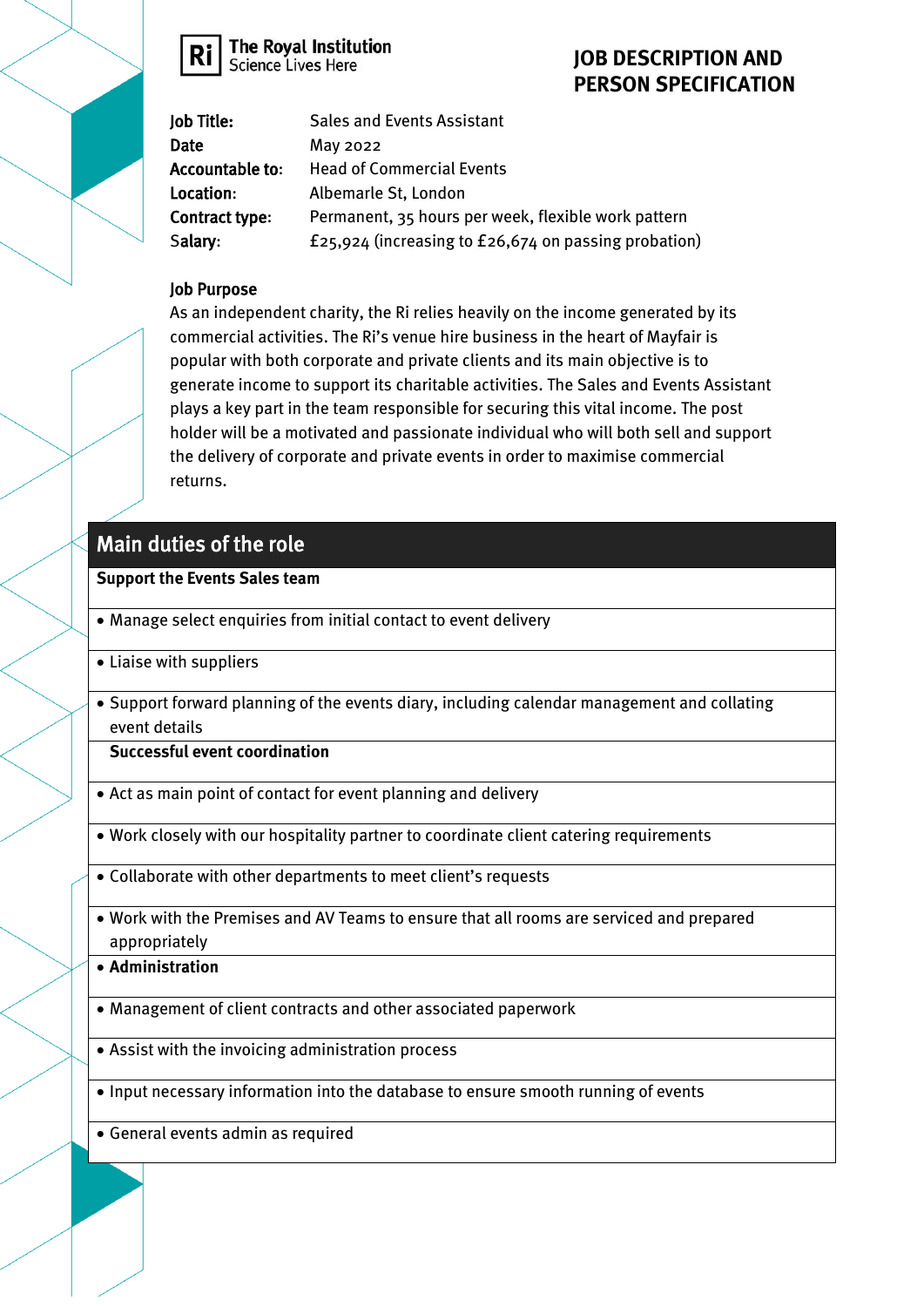The Royal Institution
Science Lives Here

# JOB DESCRIPTION AND PERSON SPECIFICATION

| | |
|---|---|
| **Job Title:** | Sales and Events Assistant |
| **Date** | May 2022 |
| **Accountable to:** | Head of Commercial Events |
| **Location:** | Albemarle St, London |
| **Contract type:** | Permanent, 35 hours per week, flexible work pattern |
| **Salary:** | £25,924 (increasing to £26,674 on passing probation) |

## Job Purpose

As an independent charity, the Ri relies heavily on the income generated by its commercial activities. The Ri's venue hire business in the heart of Mayfair is popular with both corporate and private clients and its main objective is to generate income to support its charitable activities. The Sales and Events Assistant plays a key part in the team responsible for securing this vital income. The post holder will be a motivated and passionate individual who will both sell and support the delivery of corporate and private events in order to maximise commercial returns.

| Main duties of the role |
|---|
| **Support the Events Sales team** |
| • Manage select enquiries from initial contact to event delivery |
| • Liaise with suppliers |
| • Support forward planning of the events diary, including calendar management and collating event details |
| **Successful event coordination** |
| • Act as main point of contact for event planning and delivery |
| • Work closely with our hospitality partner to coordinate client catering requirements |
| • Collaborate with other departments to meet client's requests |
| • Work with the Premises and AV Teams to ensure that all rooms are serviced and prepared appropriately |
| • **Administration** |
| • Management of client contracts and other associated paperwork |
| • Assist with the invoicing administration process |
| • Input necessary information into the database to ensure smooth running of events |
| • General events admin as required |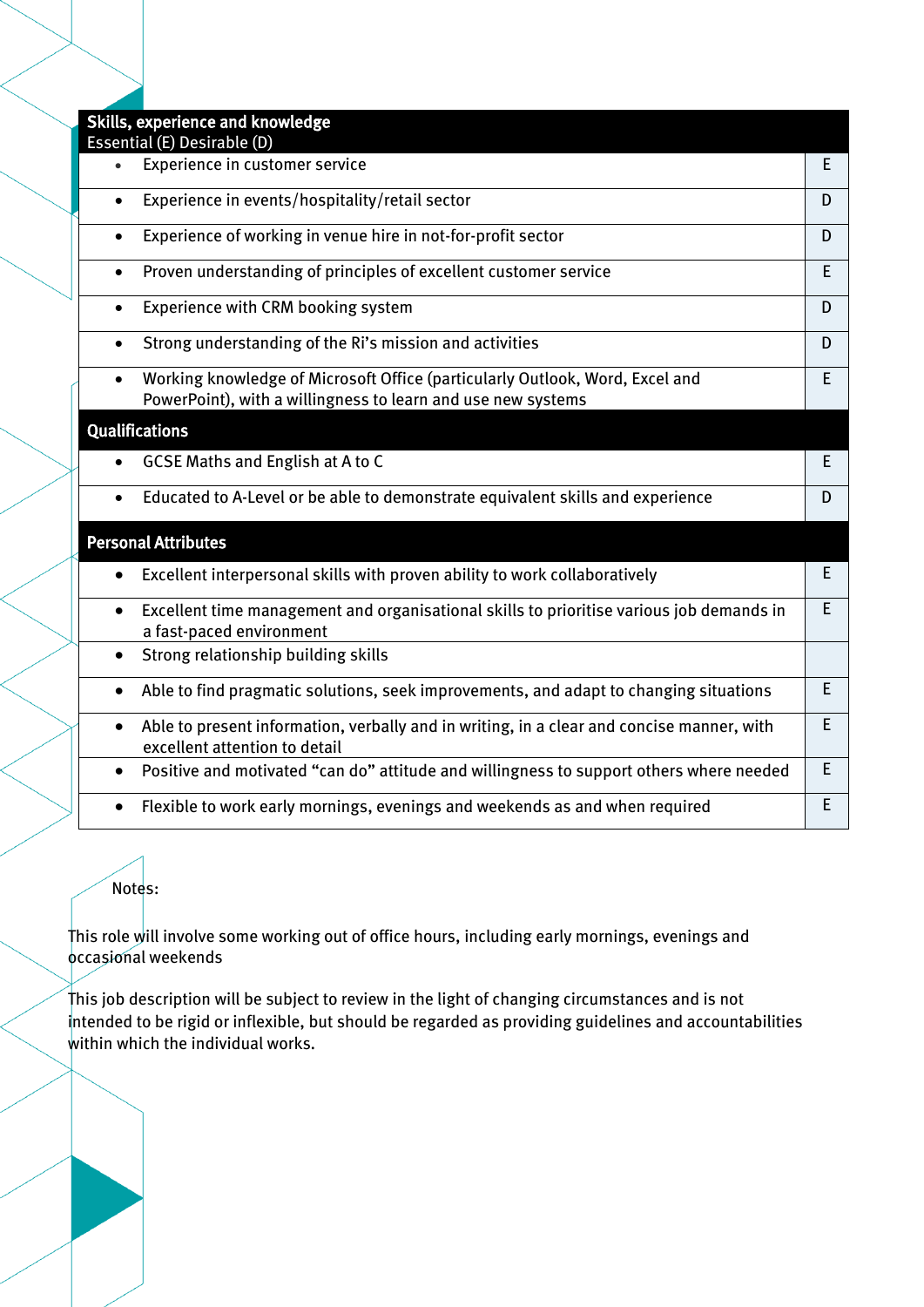| Skills, experience and knowledge<br>Essential (E) Desirable (D) | |
|---|---|
| • Experience in customer service | E |
| • Experience in events/hospitality/retail sector | D |
| • Experience of working in venue hire in not-for-profit sector | D |
| • Proven understanding of principles of excellent customer service | E |
| • Experience with CRM booking system | D |
| • Strong understanding of the Ri's mission and activities | D |
| • Working knowledge of Microsoft Office (particularly Outlook, Word, Excel and PowerPoint), with a willingness to learn and use new systems | E |
| **Qualifications** | |
| • GCSE Maths and English at A to C | E |
| • Educated to A-Level or be able to demonstrate equivalent skills and experience | D |
| **Personal Attributes** | |
| • Excellent interpersonal skills with proven ability to work collaboratively | E |
| • Excellent time management and organisational skills to prioritise various job demands in a fast-paced environment | E |
| • Strong relationship building skills | |
| • Able to find pragmatic solutions, seek improvements, and adapt to changing situations | E |
| • Able to present information, verbally and in writing, in a clear and concise manner, with excellent attention to detail | E |
| • Positive and motivated "can do" attitude and willingness to support others where needed | E |
| • Flexible to work early mornings, evenings and weekends as and when required | E |

Notes:

This role will involve some working out of office hours, including early mornings, evenings and occasional weekends

This job description will be subject to review in the light of changing circumstances and is not intended to be rigid or inflexible, but should be regarded as providing guidelines and accountabilities within which the individual works.